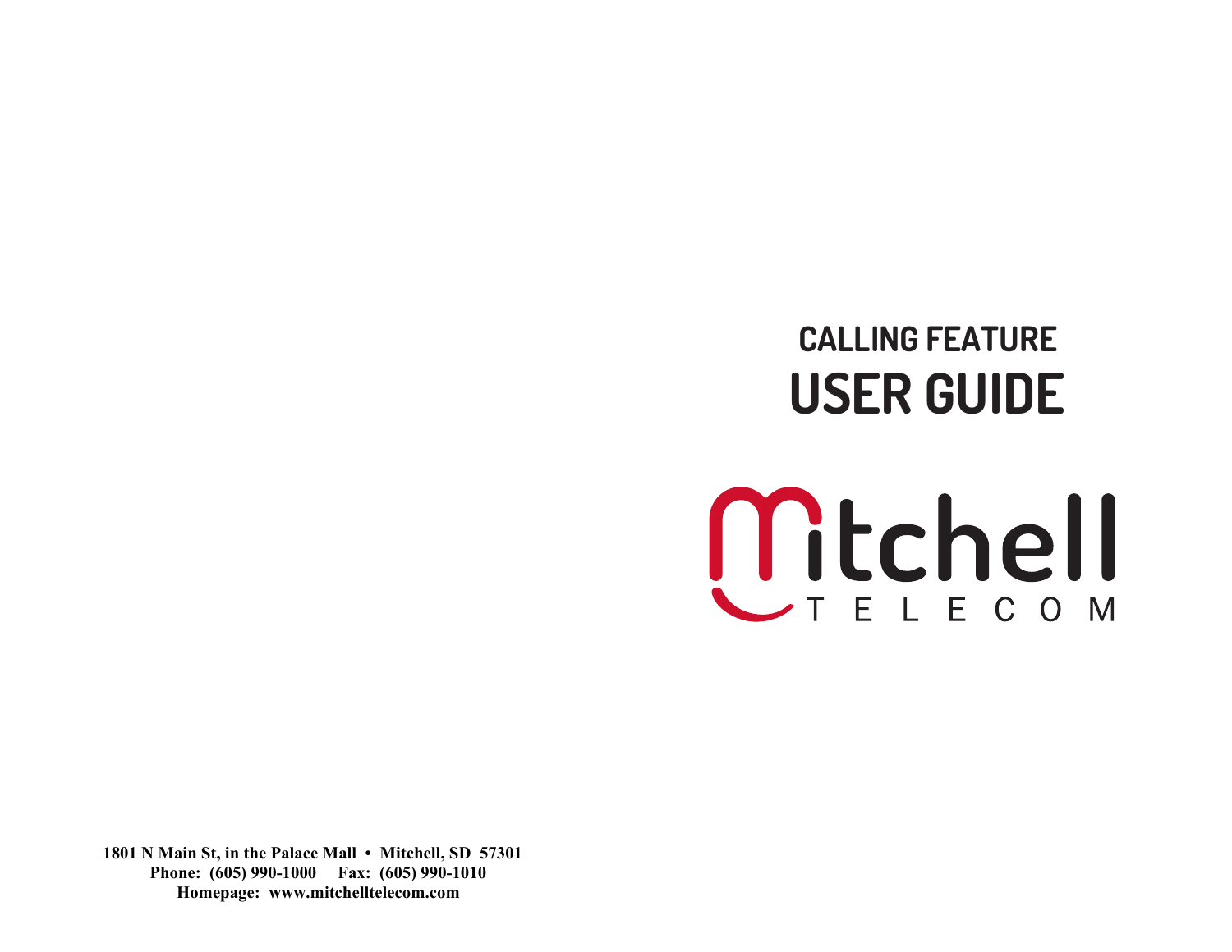# CALLING FEATURE USER GUIDE

Mitchell TELECOM

**1801 N Main St, in the Palace Mall • Mitchell, SD 57301**
**Phone: (605) 990-1000 Fax: (605) 990-1010**
**Homepage: www.mitchelltelecom.com**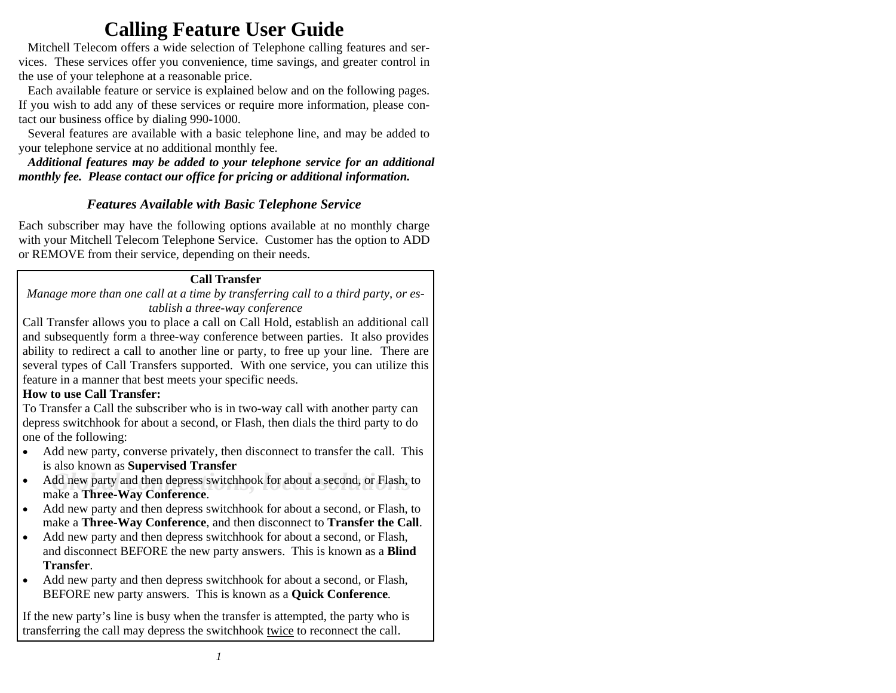# Calling Feature User Guide

Mitchell Telecom offers a wide selection of Telephone calling features and services. These services offer you convenience, time savings, and greater control in the use of your telephone at a reasonable price.

Each available feature or service is explained below and on the following pages. If you wish to add any of these services or require more information, please contact our business office by dialing 990-1000.

Several features are available with a basic telephone line, and may be added to your telephone service at no additional monthly fee.

***Additional features may be added to your telephone service for an additional monthly fee. Please contact our office for pricing or additional information.***

### *Features Available with Basic Telephone Service*

Each subscriber may have the following options available at no monthly charge with your Mitchell Telecom Telephone Service. Customer has the option to ADD or REMOVE from their service, depending on their needs.

**Call Transfer**

*Manage more than one call at a time by transferring call to a third party, or establish a three-way conference*

Call Transfer allows you to place a call on Call Hold, establish an additional call and subsequently form a three-way conference between parties. It also provides ability to redirect a call to another line or party, to free up your line. There are several types of Call Transfers supported. With one service, you can utilize this feature in a manner that best meets your specific needs.

**How to use Call Transfer:**

To Transfer a Call the subscriber who is in two-way call with another party can depress switchhook for about a second, or Flash, then dials the third party to do one of the following:

- Add new party, converse privately, then disconnect to transfer the call. This is also known as **Supervised Transfer**
- Add new party and then depress switchhook for about a second, or Flash, to make a **Three-Way Conference**.
- Add new party and then depress switchhook for about a second, or Flash, to make a **Three-Way Conference**, and then disconnect to **Transfer the Call**.
- Add new party and then depress switchhook for about a second, or Flash, and disconnect BEFORE the new party answers. This is known as a **Blind Transfer**.
- Add new party and then depress switchhook for about a second, or Flash, BEFORE new party answers. This is known as a **Quick Conference**.

If the new party's line is busy when the transfer is attempted, the party who is transferring the call may depress the switchhook twice to reconnect the call.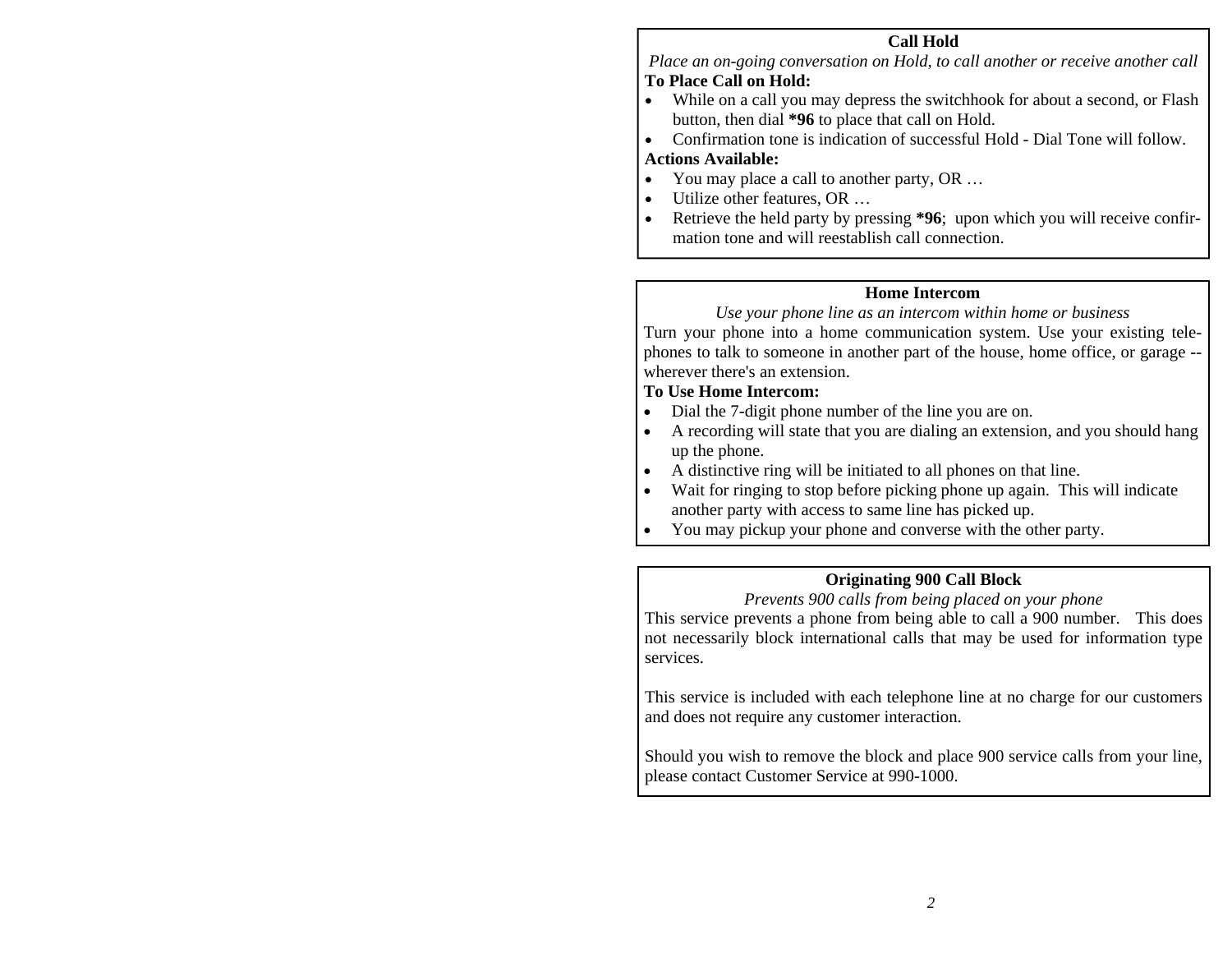## Call Hold

*Place an on-going conversation on Hold, to call another or receive another call*

**To Place Call on Hold:**

- While on a call you may depress the switchhook for about a second, or Flash button, then dial **\*96** to place that call on Hold.
- Confirmation tone is indication of successful Hold - Dial Tone will follow.

**Actions Available:**

- You may place a call to another party, OR …
- Utilize other features, OR …
- Retrieve the held party by pressing **\*96**; upon which you will receive confirmation tone and will reestablish call connection.

## Home Intercom

*Use your phone line as an intercom within home or business*

Turn your phone into a home communication system. Use your existing telephones to talk to someone in another part of the house, home office, or garage -- wherever there's an extension.

**To Use Home Intercom:**

- Dial the 7-digit phone number of the line you are on.
- A recording will state that you are dialing an extension, and you should hang up the phone.
- A distinctive ring will be initiated to all phones on that line.
- Wait for ringing to stop before picking phone up again. This will indicate another party with access to same line has picked up.
- You may pickup your phone and converse with the other party.

## Originating 900 Call Block

*Prevents 900 calls from being placed on your phone*

This service prevents a phone from being able to call a 900 number. This does not necessarily block international calls that may be used for information type services.

This service is included with each telephone line at no charge for our customers and does not require any customer interaction.

Should you wish to remove the block and place 900 service calls from your line, please contact Customer Service at 990-1000.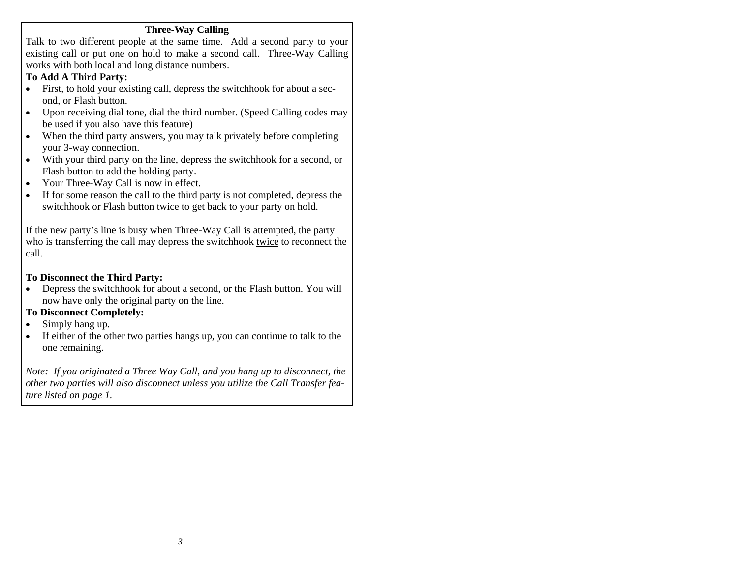## Three-Way Calling

Talk to two different people at the same time. Add a second party to your existing call or put one on hold to make a second call. Three-Way Calling works with both local and long distance numbers.

**To Add A Third Party:**

- First, to hold your existing call, depress the switchhook for about a second, or Flash button.
- Upon receiving dial tone, dial the third number. (Speed Calling codes may be used if you also have this feature)
- When the third party answers, you may talk privately before completing your 3-way connection.
- With your third party on the line, depress the switchhook for a second, or Flash button to add the holding party.
- Your Three-Way Call is now in effect.
- If for some reason the call to the third party is not completed, depress the switchhook or Flash button twice to get back to your party on hold.

If the new party's line is busy when Three-Way Call is attempted, the party who is transferring the call may depress the switchhook <u>twice</u> to reconnect the call.

**To Disconnect the Third Party:**

- Depress the switchhook for about a second, or the Flash button. You will now have only the original party on the line.

**To Disconnect Completely:**

- Simply hang up.
- If either of the other two parties hangs up, you can continue to talk to the one remaining.

*Note: If you originated a Three Way Call, and you hang up to disconnect, the other two parties will also disconnect unless you utilize the Call Transfer feature listed on page 1.*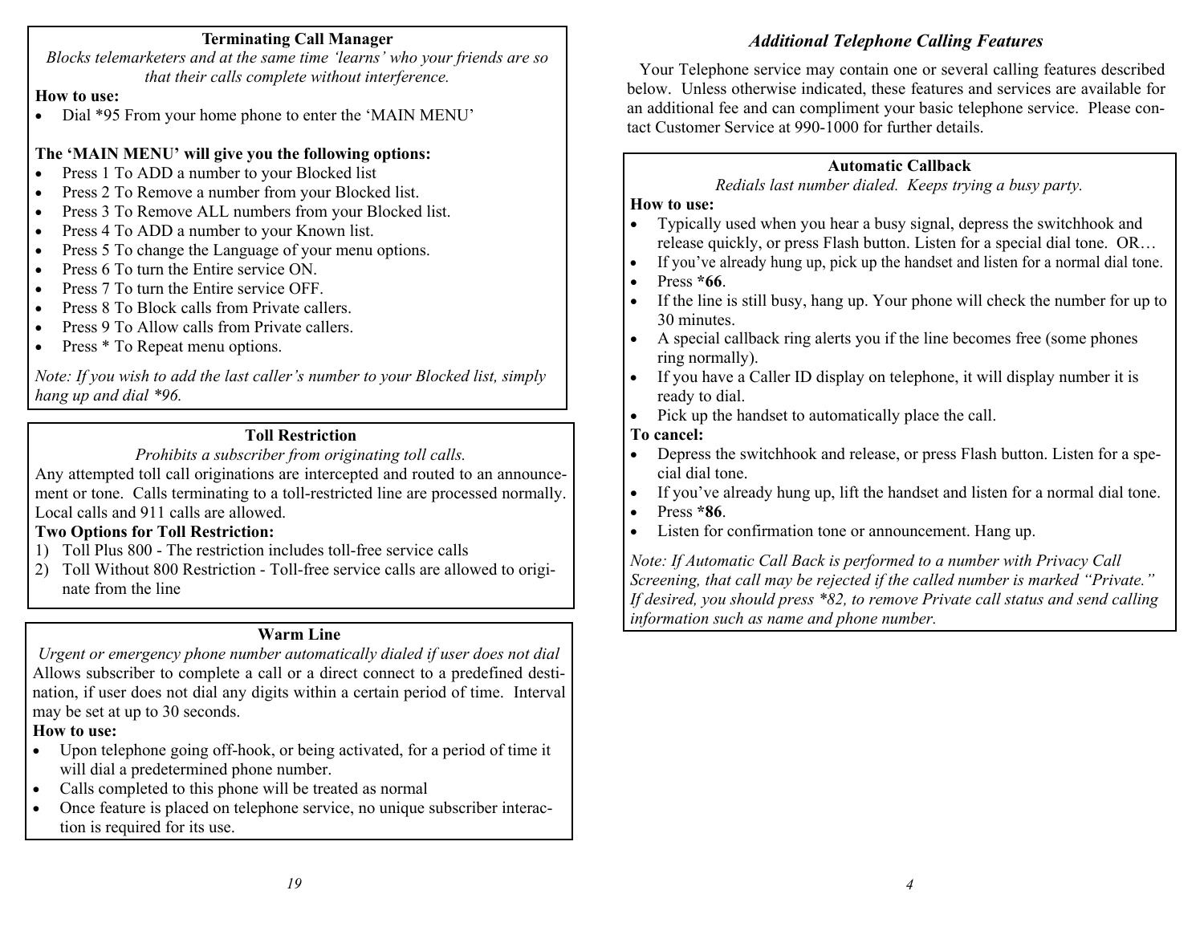### Terminating Call Manager

*Blocks telemarketers and at the same time 'learns' who your friends are so that their calls complete without interference.*

**How to use:**

- Dial *95 From your home phone to enter the 'MAIN MENU'

**The 'MAIN MENU' will give you the following options:**

- Press 1 To ADD a number to your Blocked list
- Press 2 To Remove a number from your Blocked list.
- Press 3 To Remove ALL numbers from your Blocked list.
- Press 4 To ADD a number to your Known list.
- Press 5 To change the Language of your menu options.
- Press 6 To turn the Entire service ON.
- Press 7 To turn the Entire service OFF.
- Press 8 To Block calls from Private callers.
- Press 9 To Allow calls from Private callers.
- Press * To Repeat menu options.

*Note: If you wish to add the last caller's number to your Blocked list, simply hang up and dial *96.*

### Toll Restriction

*Prohibits a subscriber from originating toll calls.*

Any attempted toll call originations are intercepted and routed to an announcement or tone. Calls terminating to a toll-restricted line are processed normally. Local calls and 911 calls are allowed.

**Two Options for Toll Restriction:**

1) Toll Plus 800 - The restriction includes toll-free service calls
2) Toll Without 800 Restriction - Toll-free service calls are allowed to originate from the line

### Warm Line

*Urgent or emergency phone number automatically dialed if user does not dial*

Allows subscriber to complete a call or a direct connect to a predefined destination, if user does not dial any digits within a certain period of time. Interval may be set at up to 30 seconds.

**How to use:**

- Upon telephone going off-hook, or being activated, for a period of time it will dial a predetermined phone number.
- Calls completed to this phone will be treated as normal
- Once feature is placed on telephone service, no unique subscriber interaction is required for its use.

## *Additional Telephone Calling Features*

Your Telephone service may contain one or several calling features described below. Unless otherwise indicated, these features and services are available for an additional fee and can compliment your basic telephone service. Please contact Customer Service at 990-1000 for further details.

### Automatic Callback

*Redials last number dialed. Keeps trying a busy party.*

**How to use:**

- Typically used when you hear a busy signal, depress the switchhook and release quickly, or press Flash button. Listen for a special dial tone. OR…
- If you've already hung up, pick up the handset and listen for a normal dial tone.
- Press ***66**.
- If the line is still busy, hang up. Your phone will check the number for up to 30 minutes.
- A special callback ring alerts you if the line becomes free (some phones ring normally).
- If you have a Caller ID display on telephone, it will display number it is ready to dial.
- Pick up the handset to automatically place the call.

**To cancel:**

- Depress the switchhook and release, or press Flash button. Listen for a special dial tone.
- If you've already hung up, lift the handset and listen for a normal dial tone.
- Press ***86**.
- Listen for confirmation tone or announcement. Hang up.

*Note: If Automatic Call Back is performed to a number with Privacy Call Screening, that call may be rejected if the called number is marked "Private." If desired, you should press *82, to remove Private call status and send calling information such as name and phone number.*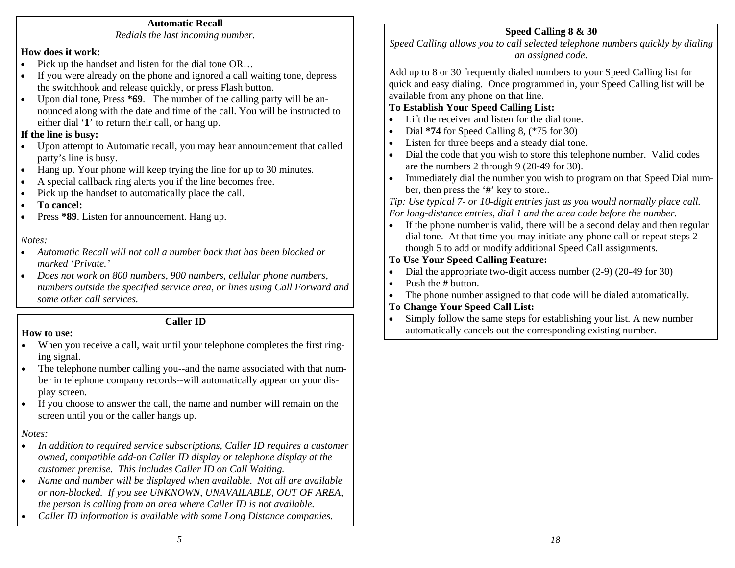## Automatic Recall

*Redials the last incoming number.*

**How does it work:**

- Pick up the handset and listen for the dial tone OR…
- If you were already on the phone and ignored a call waiting tone, depress the switchhook and release quickly, or press Flash button.
- Upon dial tone, Press **\*69**. The number of the calling party will be announced along with the date and time of the call. You will be instructed to either dial '**1**' to return their call, or hang up.

**If the line is busy:**

- Upon attempt to Automatic recall, you may hear announcement that called party's line is busy.
- Hang up. Your phone will keep trying the line for up to 30 minutes.
- A special callback ring alerts you if the line becomes free.
- Pick up the handset to automatically place the call.
- **To cancel:**
- Press **\*89**. Listen for announcement. Hang up.

*Notes:*

- *Automatic Recall will not call a number back that has been blocked or marked 'Private.'*
- *Does not work on 800 numbers, 900 numbers, cellular phone numbers, numbers outside the specified service area, or lines using Call Forward and some other call services.*

## Caller ID

**How to use:**

- When you receive a call, wait until your telephone completes the first ringing signal.
- The telephone number calling you--and the name associated with that number in telephone company records--will automatically appear on your display screen.
- If you choose to answer the call, the name and number will remain on the screen until you or the caller hangs up.

*Notes:*

- *In addition to required service subscriptions, Caller ID requires a customer owned, compatible add-on Caller ID display or telephone display at the customer premise. This includes Caller ID on Call Waiting.*
- *Name and number will be displayed when available. Not all are available or non-blocked. If you see UNKNOWN, UNAVAILABLE, OUT OF AREA, the person is calling from an area where Caller ID is not available.*
- *Caller ID information is available with some Long Distance companies.*

## Speed Calling 8 & 30

*Speed Calling allows you to call selected telephone numbers quickly by dialing an assigned code.*

Add up to 8 or 30 frequently dialed numbers to your Speed Calling list for quick and easy dialing. Once programmed in, your Speed Calling list will be available from any phone on that line.

**To Establish Your Speed Calling List:**

- Lift the receiver and listen for the dial tone.
- Dial **\*74** for Speed Calling 8, (\*75 for 30)
- Listen for three beeps and a steady dial tone.
- Dial the code that you wish to store this telephone number. Valid codes are the numbers 2 through 9 (20-49 for 30).
- Immediately dial the number you wish to program on that Speed Dial number, then press the '**#**' key to store..

*Tip: Use typical 7- or 10-digit entries just as you would normally place call. For long-distance entries, dial 1 and the area code before the number.*

- If the phone number is valid, there will be a second delay and then regular dial tone. At that time you may initiate any phone call or repeat steps 2 though 5 to add or modify additional Speed Call assignments.

**To Use Your Speed Calling Feature:**

- Dial the appropriate two-digit access number (2-9) (20-49 for 30)
- Push the **#** button.
- The phone number assigned to that code will be dialed automatically.

**To Change Your Speed Call List:**

- Simply follow the same steps for establishing your list. A new number automatically cancels out the corresponding existing number.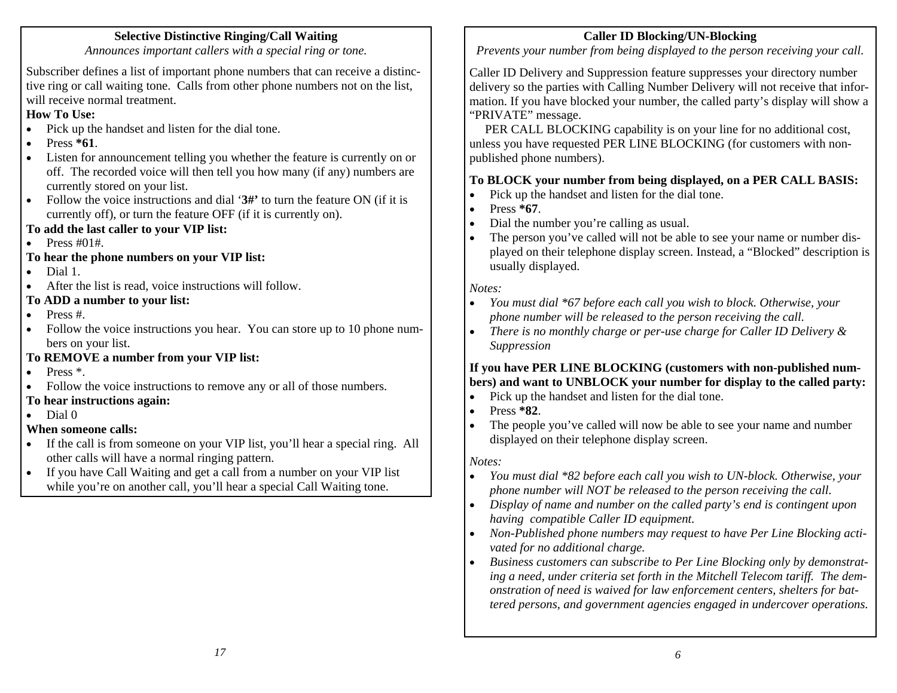## Selective Distinctive Ringing/Call Waiting

*Announces important callers with a special ring or tone.*

Subscriber defines a list of important phone numbers that can receive a distinctive ring or call waiting tone. Calls from other phone numbers not on the list, will receive normal treatment.

**How To Use:**

- Pick up the handset and listen for the dial tone.
- Press **\*61**.
- Listen for announcement telling you whether the feature is currently on or off. The recorded voice will then tell you how many (if any) numbers are currently stored on your list.
- Follow the voice instructions and dial '**3#'** to turn the feature ON (if it is currently off), or turn the feature OFF (if it is currently on).

**To add the last caller to your VIP list:**

- Press #01#.

**To hear the phone numbers on your VIP list:**

- Dial 1.
- After the list is read, voice instructions will follow.

**To ADD a number to your list:**

- Press #.
- Follow the voice instructions you hear. You can store up to 10 phone numbers on your list.

**To REMOVE a number from your VIP list:**

- Press *.
- Follow the voice instructions to remove any or all of those numbers.

**To hear instructions again:**

- Dial 0

**When someone calls:**

- If the call is from someone on your VIP list, you'll hear a special ring. All other calls will have a normal ringing pattern.
- If you have Call Waiting and get a call from a number on your VIP list while you're on another call, you'll hear a special Call Waiting tone.

## Caller ID Blocking/UN-Blocking

*Prevents your number from being displayed to the person receiving your call.*

Caller ID Delivery and Suppression feature suppresses your directory number delivery so the parties with Calling Number Delivery will not receive that information. If you have blocked your number, the called party's display will show a "PRIVATE" message.

PER CALL BLOCKING capability is on your line for no additional cost, unless you have requested PER LINE BLOCKING (for customers with non-published phone numbers).

**To BLOCK your number from being displayed, on a PER CALL BASIS:**

- Pick up the handset and listen for the dial tone.
- Press **\*67**.
- Dial the number you're calling as usual.
- The person you've called will not be able to see your name or number displayed on their telephone display screen. Instead, a "Blocked" description is usually displayed.

*Notes:*

- *You must dial \*67 before each call you wish to block. Otherwise, your phone number will be released to the person receiving the call.*
- *There is no monthly charge or per-use charge for Caller ID Delivery & Suppression*

**If you have PER LINE BLOCKING (customers with non-published numbers) and want to UNBLOCK your number for display to the called party:**

- Pick up the handset and listen for the dial tone.
- Press **\*82**.
- The people you've called will now be able to see your name and number displayed on their telephone display screen.

*Notes:*

- *You must dial \*82 before each call you wish to UN-block. Otherwise, your phone number will NOT be released to the person receiving the call.*
- *Display of name and number on the called party's end is contingent upon having compatible Caller ID equipment.*
- *Non-Published phone numbers may request to have Per Line Blocking activated for no additional charge.*
- *Business customers can subscribe to Per Line Blocking only by demonstrating a need, under criteria set forth in the Mitchell Telecom tariff. The demonstration of need is waived for law enforcement centers, shelters for battered persons, and government agencies engaged in undercover operations.*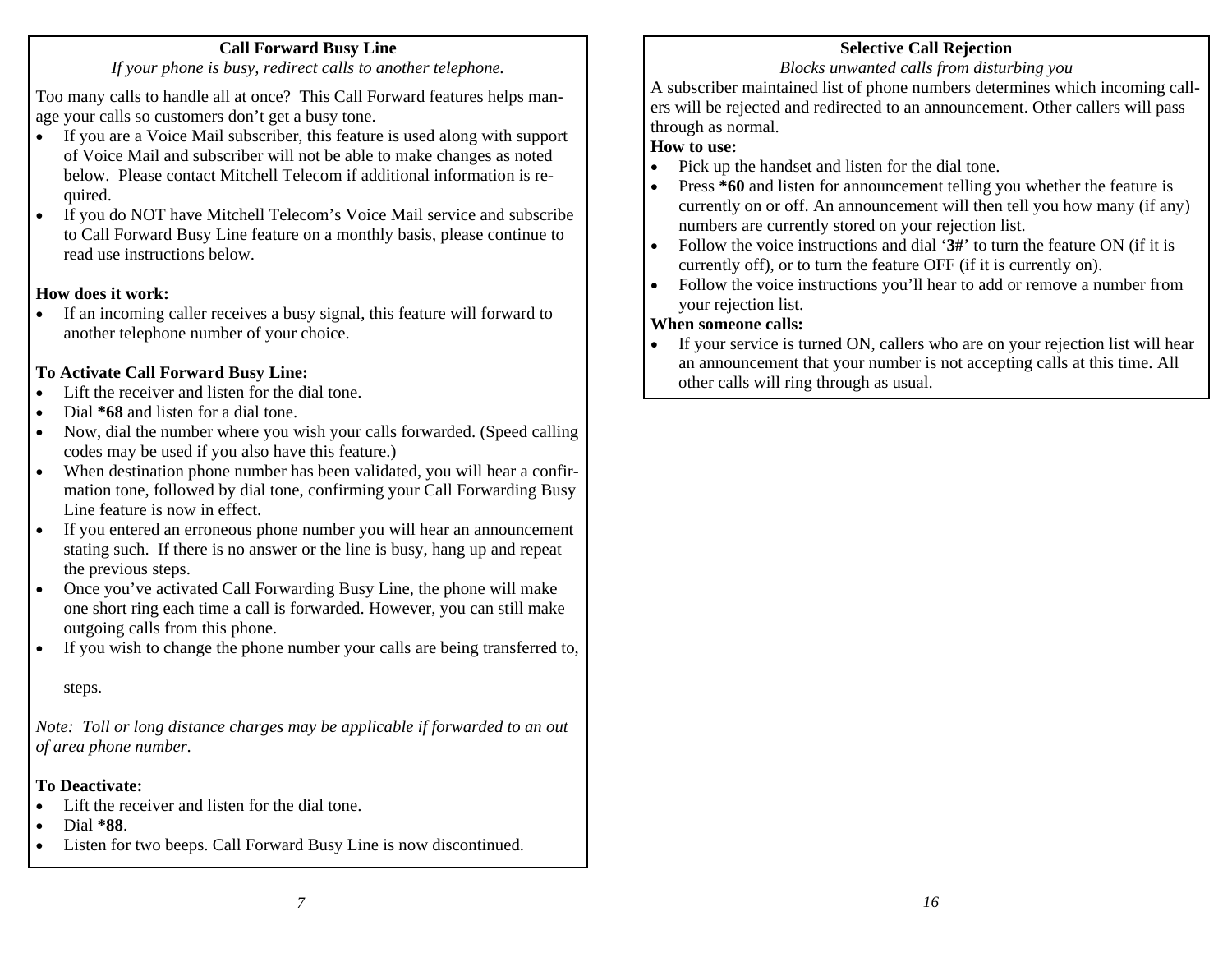## Call Forward Busy Line

*If your phone is busy, redirect calls to another telephone.*

Too many calls to handle all at once? This Call Forward features helps manage your calls so customers don't get a busy tone.

- If you are a Voice Mail subscriber, this feature is used along with support of Voice Mail and subscriber will not be able to make changes as noted below. Please contact Mitchell Telecom if additional information is required.
- If you do NOT have Mitchell Telecom's Voice Mail service and subscribe to Call Forward Busy Line feature on a monthly basis, please continue to read use instructions below.

**How does it work:**

- If an incoming caller receives a busy signal, this feature will forward to another telephone number of your choice.

**To Activate Call Forward Busy Line:**

- Lift the receiver and listen for the dial tone.
- Dial ***68** and listen for a dial tone.
- Now, dial the number where you wish your calls forwarded. (Speed calling codes may be used if you also have this feature.)
- When destination phone number has been validated, you will hear a confirmation tone, followed by dial tone, confirming your Call Forwarding Busy Line feature is now in effect.
- If you entered an erroneous phone number you will hear an announcement stating such. If there is no answer or the line is busy, hang up and repeat the previous steps.
- Once you've activated Call Forwarding Busy Line, the phone will make one short ring each time a call is forwarded. However, you can still make outgoing calls from this phone.
- If you wish to change the phone number your calls are being transferred to,

  steps.

*Note: Toll or long distance charges may be applicable if forwarded to an out of area phone number.*

**To Deactivate:**

- Lift the receiver and listen for the dial tone.
- Dial ***88**.
- Listen for two beeps. Call Forward Busy Line is now discontinued.

## Selective Call Rejection

*Blocks unwanted calls from disturbing you*

A subscriber maintained list of phone numbers determines which incoming callers will be rejected and redirected to an announcement. Other callers will pass through as normal.

**How to use:**

- Pick up the handset and listen for the dial tone.
- Press ***60** and listen for announcement telling you whether the feature is currently on or off. An announcement will then tell you how many (if any) numbers are currently stored on your rejection list.
- Follow the voice instructions and dial '**3#**' to turn the feature ON (if it is currently off), or to turn the feature OFF (if it is currently on).
- Follow the voice instructions you'll hear to add or remove a number from your rejection list.

**When someone calls:**

- If your service is turned ON, callers who are on your rejection list will hear an announcement that your number is not accepting calls at this time. All other calls will ring through as usual.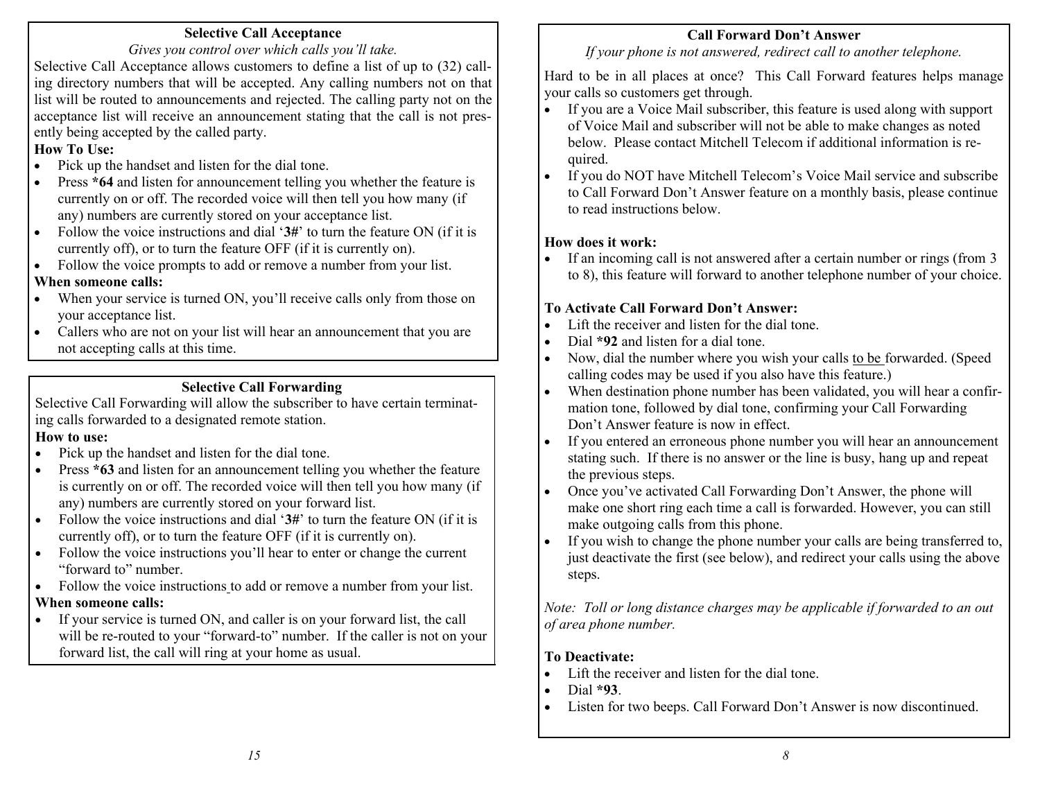## Selective Call Acceptance

*Gives you control over which calls you'll take.*

Selective Call Acceptance allows customers to define a list of up to (32) calling directory numbers that will be accepted. Any calling numbers not on that list will be routed to announcements and rejected. The calling party not on the acceptance list will receive an announcement stating that the call is not presently being accepted by the called party.

**How To Use:**

- Pick up the handset and listen for the dial tone.
- Press **\*64** and listen for announcement telling you whether the feature is currently on or off. The recorded voice will then tell you how many (if any) numbers are currently stored on your acceptance list.
- Follow the voice instructions and dial '**3#**' to turn the feature ON (if it is currently off), or to turn the feature OFF (if it is currently on).
- Follow the voice prompts to add or remove a number from your list.

**When someone calls:**

- When your service is turned ON, you'll receive calls only from those on your acceptance list.
- Callers who are not on your list will hear an announcement that you are not accepting calls at this time.

## Selective Call Forwarding

Selective Call Forwarding will allow the subscriber to have certain terminating calls forwarded to a designated remote station.

**How to use:**

- Pick up the handset and listen for the dial tone.
- Press **\*63** and listen for an announcement telling you whether the feature is currently on or off. The recorded voice will then tell you how many (if any) numbers are currently stored on your forward list.
- Follow the voice instructions and dial '**3#**' to turn the feature ON (if it is currently off), or to turn the feature OFF (if it is currently on).
- Follow the voice instructions you'll hear to enter or change the current "forward to" number.
- Follow the voice instructions to add or remove a number from your list.

**When someone calls:**

- If your service is turned ON, and caller is on your forward list, the call will be re-routed to your "forward-to" number. If the caller is not on your forward list, the call will ring at your home as usual.

## Call Forward Don't Answer

*If your phone is not answered, redirect call to another telephone.*

Hard to be in all places at once? This Call Forward features helps manage your calls so customers get through.

- If you are a Voice Mail subscriber, this feature is used along with support of Voice Mail and subscriber will not be able to make changes as noted below. Please contact Mitchell Telecom if additional information is required.
- If you do NOT have Mitchell Telecom's Voice Mail service and subscribe to Call Forward Don't Answer feature on a monthly basis, please continue to read instructions below.

**How does it work:**

- If an incoming call is not answered after a certain number or rings (from 3 to 8), this feature will forward to another telephone number of your choice.

**To Activate Call Forward Don't Answer:**

- Lift the receiver and listen for the dial tone.
- Dial **\*92** and listen for a dial tone.
- Now, dial the number where you wish your calls to be forwarded. (Speed calling codes may be used if you also have this feature.)
- When destination phone number has been validated, you will hear a confirmation tone, followed by dial tone, confirming your Call Forwarding Don't Answer feature is now in effect.
- If you entered an erroneous phone number you will hear an announcement stating such. If there is no answer or the line is busy, hang up and repeat the previous steps.
- Once you've activated Call Forwarding Don't Answer, the phone will make one short ring each time a call is forwarded. However, you can still make outgoing calls from this phone.
- If you wish to change the phone number your calls are being transferred to, just deactivate the first (see below), and redirect your calls using the above steps.

*Note: Toll or long distance charges may be applicable if forwarded to an out of area phone number.*

**To Deactivate:**

- Lift the receiver and listen for the dial tone.
- Dial **\*93**.
- Listen for two beeps. Call Forward Don't Answer is now discontinued.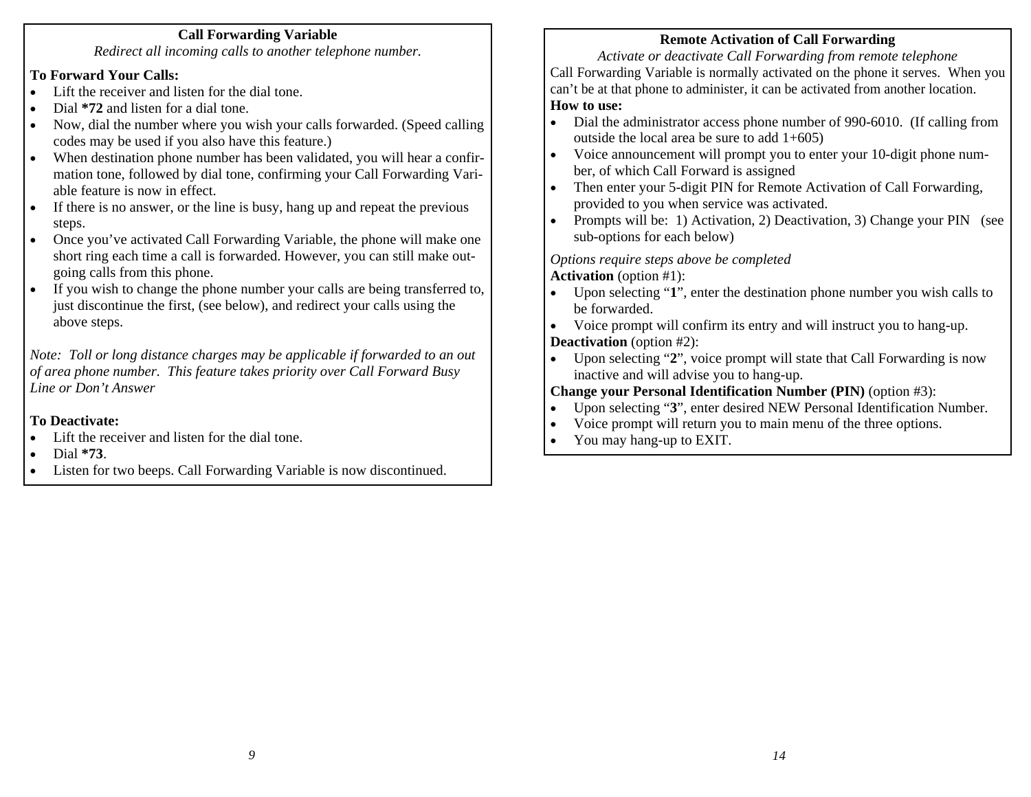## Call Forwarding Variable

*Redirect all incoming calls to another telephone number.*

**To Forward Your Calls:**

- Lift the receiver and listen for the dial tone.
- Dial **\*72** and listen for a dial tone.
- Now, dial the number where you wish your calls forwarded. (Speed calling codes may be used if you also have this feature.)
- When destination phone number has been validated, you will hear a confirmation tone, followed by dial tone, confirming your Call Forwarding Variable feature is now in effect.
- If there is no answer, or the line is busy, hang up and repeat the previous steps.
- Once you've activated Call Forwarding Variable, the phone will make one short ring each time a call is forwarded. However, you can still make outgoing calls from this phone.
- If you wish to change the phone number your calls are being transferred to, just discontinue the first, (see below), and redirect your calls using the above steps.

*Note: Toll or long distance charges may be applicable if forwarded to an out of area phone number. This feature takes priority over Call Forward Busy Line or Don't Answer*

**To Deactivate:**

- Lift the receiver and listen for the dial tone.
- Dial **\*73**.
- Listen for two beeps. Call Forwarding Variable is now discontinued.

## Remote Activation of Call Forwarding

*Activate or deactivate Call Forwarding from remote telephone*

Call Forwarding Variable is normally activated on the phone it serves. When you can't be at that phone to administer, it can be activated from another location.

**How to use:**

- Dial the administrator access phone number of 990-6010. (If calling from outside the local area be sure to add 1+605)
- Voice announcement will prompt you to enter your 10-digit phone number, of which Call Forward is assigned
- Then enter your 5-digit PIN for Remote Activation of Call Forwarding, provided to you when service was activated.
- Prompts will be: 1) Activation, 2) Deactivation, 3) Change your PIN (see sub-options for each below)

*Options require steps above be completed*

**Activation** (option #1):

- Upon selecting "**1**", enter the destination phone number you wish calls to be forwarded.
- Voice prompt will confirm its entry and will instruct you to hang-up.

**Deactivation** (option #2):

- Upon selecting "**2**", voice prompt will state that Call Forwarding is now inactive and will advise you to hang-up.

**Change your Personal Identification Number (PIN)** (option #3):

- Upon selecting "**3**", enter desired NEW Personal Identification Number.
- Voice prompt will return you to main menu of the three options.
- You may hang-up to EXIT.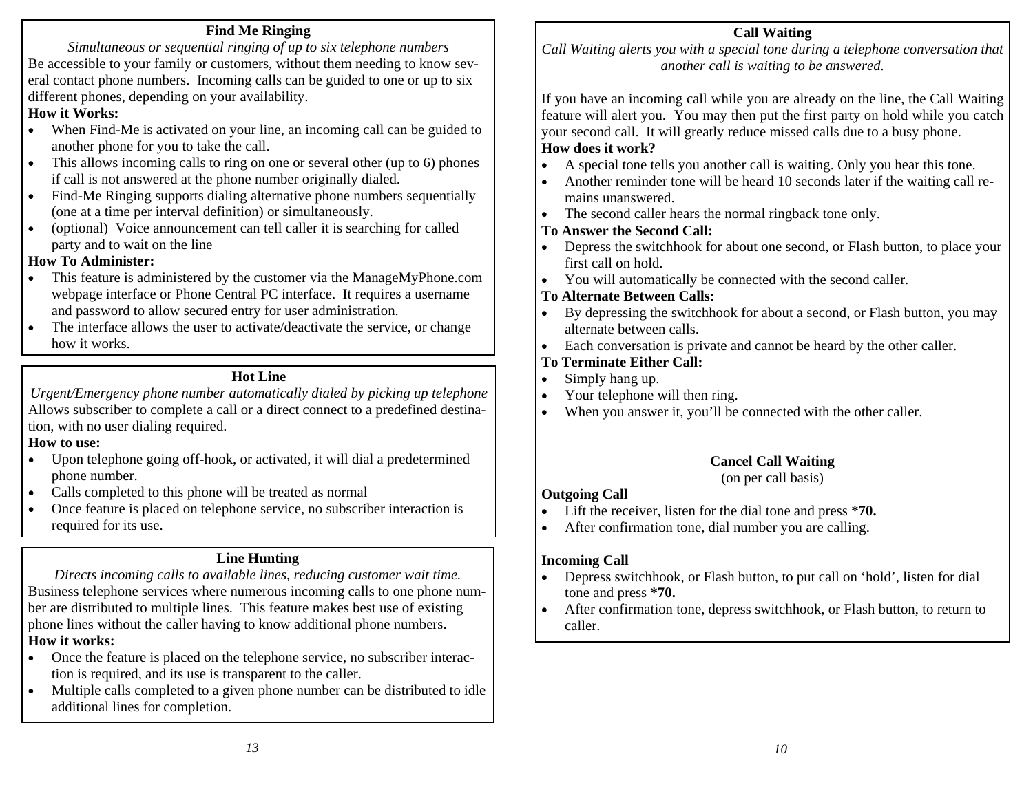## Find Me Ringing

*Simultaneous or sequential ringing of up to six telephone numbers*

Be accessible to your family or customers, without them needing to know several contact phone numbers. Incoming calls can be guided to one or up to six different phones, depending on your availability.

**How it Works:**

- When Find-Me is activated on your line, an incoming call can be guided to another phone for you to take the call.
- This allows incoming calls to ring on one or several other (up to 6) phones if call is not answered at the phone number originally dialed.
- Find-Me Ringing supports dialing alternative phone numbers sequentially (one at a time per interval definition) or simultaneously.
- (optional) Voice announcement can tell caller it is searching for called party and to wait on the line

**How To Administer:**

- This feature is administered by the customer via the ManageMyPhone.com webpage interface or Phone Central PC interface. It requires a username and password to allow secured entry for user administration.
- The interface allows the user to activate/deactivate the service, or change how it works.

## Hot Line

*Urgent/Emergency phone number automatically dialed by picking up telephone*

Allows subscriber to complete a call or a direct connect to a predefined destination, with no user dialing required.

**How to use:**

- Upon telephone going off-hook, or activated, it will dial a predetermined phone number.
- Calls completed to this phone will be treated as normal
- Once feature is placed on telephone service, no subscriber interaction is required for its use.

## Line Hunting

*Directs incoming calls to available lines, reducing customer wait time.*

Business telephone services where numerous incoming calls to one phone number are distributed to multiple lines. This feature makes best use of existing phone lines without the caller having to know additional phone numbers.

**How it works:**

- Once the feature is placed on the telephone service, no subscriber interaction is required, and its use is transparent to the caller.
- Multiple calls completed to a given phone number can be distributed to idle additional lines for completion.

## Call Waiting

*Call Waiting alerts you with a special tone during a telephone conversation that another call is waiting to be answered.*

If you have an incoming call while you are already on the line, the Call Waiting feature will alert you. You may then put the first party on hold while you catch your second call. It will greatly reduce missed calls due to a busy phone.

**How does it work?**

- A special tone tells you another call is waiting. Only you hear this tone.
- Another reminder tone will be heard 10 seconds later if the waiting call remains unanswered.
- The second caller hears the normal ringback tone only.

**To Answer the Second Call:**

- Depress the switchhook for about one second, or Flash button, to place your first call on hold.
- You will automatically be connected with the second caller.

**To Alternate Between Calls:**

- By depressing the switchhook for about a second, or Flash button, you may alternate between calls.
- Each conversation is private and cannot be heard by the other caller.

**To Terminate Either Call:**

- Simply hang up.
- Your telephone will then ring.
- When you answer it, you'll be connected with the other caller.

## Cancel Call Waiting

(on per call basis)

**Outgoing Call**

- Lift the receiver, listen for the dial tone and press **\*70.**
- After confirmation tone, dial number you are calling.

**Incoming Call**

- Depress switchhook, or Flash button, to put call on 'hold', listen for dial tone and press **\*70.**
- After confirmation tone, depress switchhook, or Flash button, to return to caller.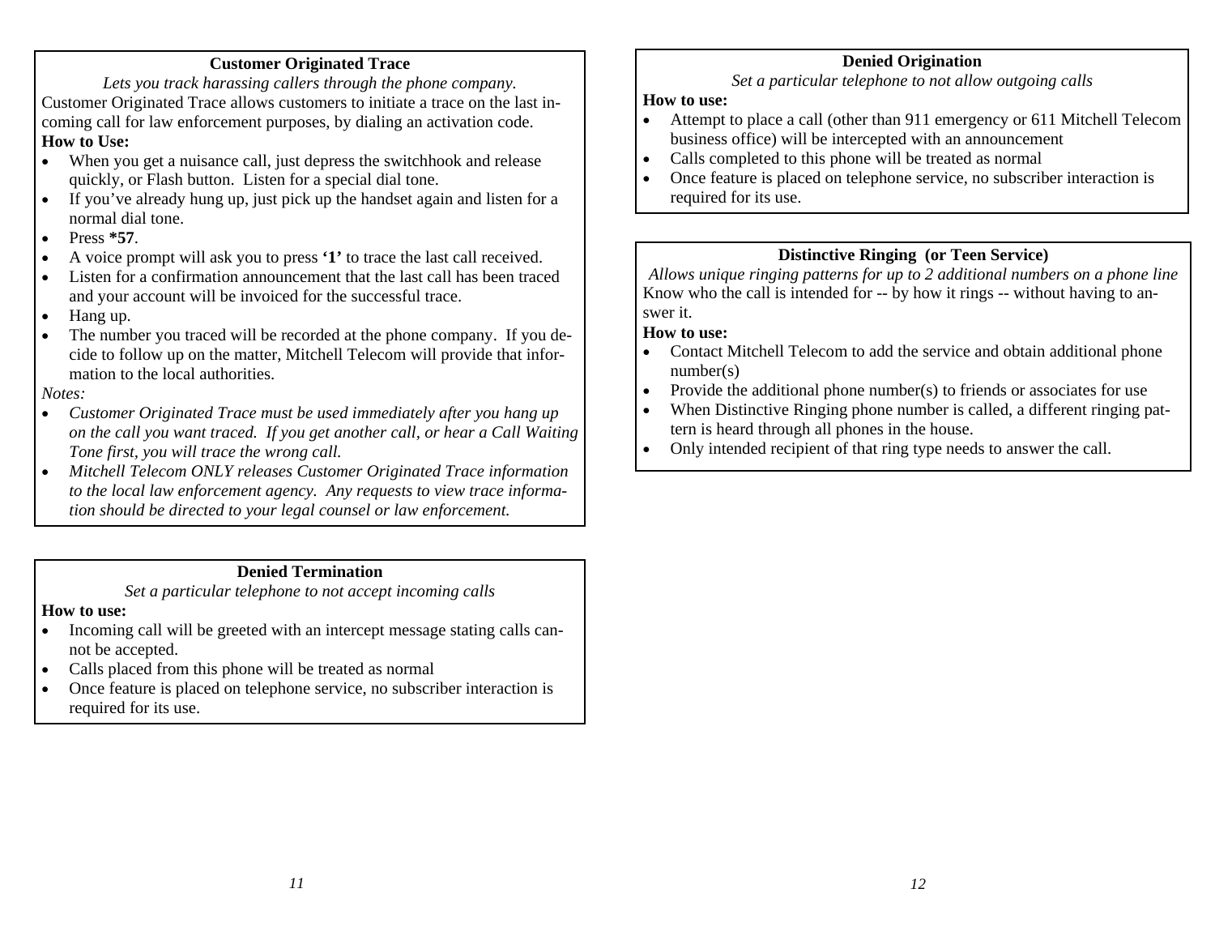## Customer Originated Trace

*Lets you track harassing callers through the phone company.*

Customer Originated Trace allows customers to initiate a trace on the last incoming call for law enforcement purposes, by dialing an activation code.

**How to Use:**

- When you get a nuisance call, just depress the switchhook and release quickly, or Flash button. Listen for a special dial tone.
- If you've already hung up, just pick up the handset again and listen for a normal dial tone.
- Press **\*57**.
- A voice prompt will ask you to press **'1'** to trace the last call received.
- Listen for a confirmation announcement that the last call has been traced and your account will be invoiced for the successful trace.
- Hang up.
- The number you traced will be recorded at the phone company. If you decide to follow up on the matter, Mitchell Telecom will provide that information to the local authorities.

*Notes:*

- *Customer Originated Trace must be used immediately after you hang up on the call you want traced. If you get another call, or hear a Call Waiting Tone first, you will trace the wrong call.*
- *Mitchell Telecom ONLY releases Customer Originated Trace information to the local law enforcement agency. Any requests to view trace information should be directed to your legal counsel or law enforcement.*

## Denied Termination

*Set a particular telephone to not accept incoming calls*

**How to use:**

- Incoming call will be greeted with an intercept message stating calls cannot be accepted.
- Calls placed from this phone will be treated as normal
- Once feature is placed on telephone service, no subscriber interaction is required for its use.

## Denied Origination

*Set a particular telephone to not allow outgoing calls*

**How to use:**

- Attempt to place a call (other than 911 emergency or 611 Mitchell Telecom business office) will be intercepted with an announcement
- Calls completed to this phone will be treated as normal
- Once feature is placed on telephone service, no subscriber interaction is required for its use.

## Distinctive Ringing (or Teen Service)

*Allows unique ringing patterns for up to 2 additional numbers on a phone line*

Know who the call is intended for -- by how it rings -- without having to answer it.

**How to use:**

- Contact Mitchell Telecom to add the service and obtain additional phone number(s)
- Provide the additional phone number(s) to friends or associates for use
- When Distinctive Ringing phone number is called, a different ringing pattern is heard through all phones in the house.
- Only intended recipient of that ring type needs to answer the call.